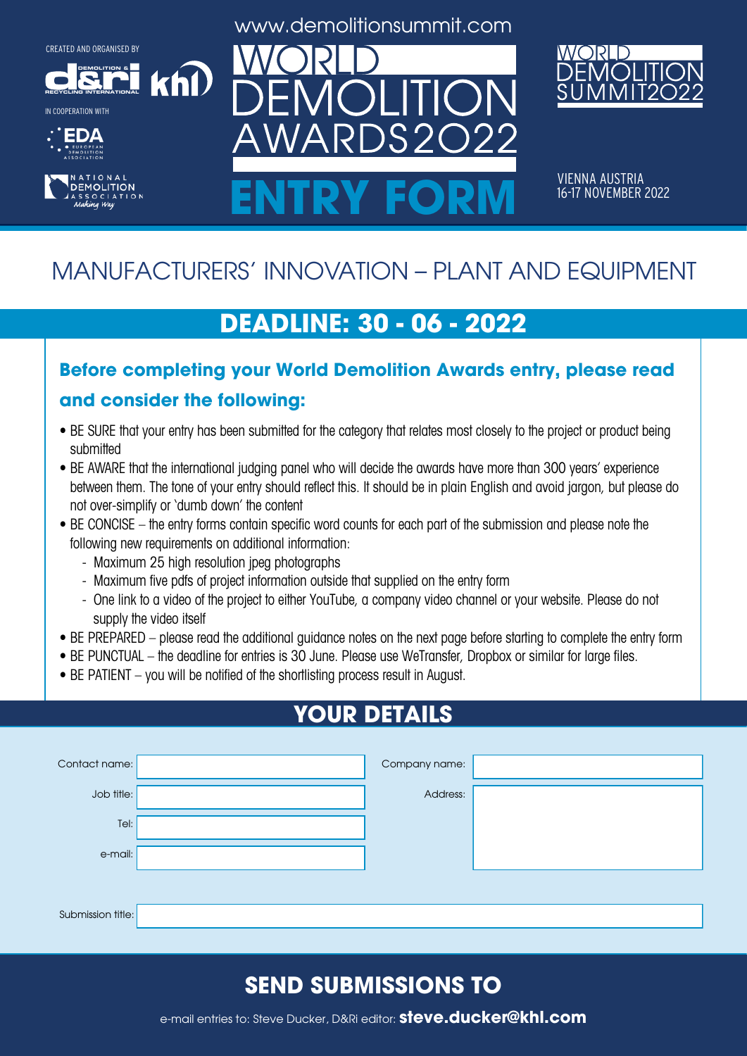CREATED AND ORGANISED BY

DEMOLITION & RECYCLING INTERNATIONAL khl

IN COOPERATION WITH

EDA EUROPEAN DEMOLITION ASSOCIATION

NATIONAL DEMOLITION ASSOCIATION *Making Way*

www.demolitionsummit.com

# WORLD DEMOLITION AWARDS2022

# ENTRY FORM

WORLD DEMOLITION SUMMIT2022

VIENNA AUSTRIA
16-17 NOVEMBER 2022

## MANUFACTURERS' INNOVATION – PLANT AND EQUIPMENT

## DEADLINE: 30 - 06 - 2022

### Before completing your World Demolition Awards entry, please read and consider the following:

- BE SURE that your entry has been submitted for the category that relates most closely to the project or product being submitted
- BE AWARE that the international judging panel who will decide the awards have more than 300 years' experience between them. The tone of your entry should reflect this. It should be in plain English and avoid jargon, but please do not over-simplify or 'dumb down' the content
- BE CONCISE – the entry forms contain specific word counts for each part of the submission and please note the following new requirements on additional information:
  - Maximum 25 high resolution jpeg photographs
  - Maximum five pdfs of project information outside that supplied on the entry form
  - One link to a video of the project to either YouTube, a company video channel or your website. Please do not supply the video itself
- BE PREPARED – please read the additional guidance notes on the next page before starting to complete the entry form
- BE PUNCTUAL – the deadline for entries is 30 June. Please use WeTransfer, Dropbox or similar for large files.
- BE PATIENT – you will be notified of the shortlisting process result in August.

## YOUR DETAILS

| | | | |
|---|---|---|---|
| Contact name: | | Company name: | |
| Job title: | | Address: | |
| Tel: | | | |
| e-mail: | | | |

Submission title:

## SEND SUBMISSIONS TO

e-mail entries to: Steve Ducker, D&Ri editor: **steve.ducker@khl.com**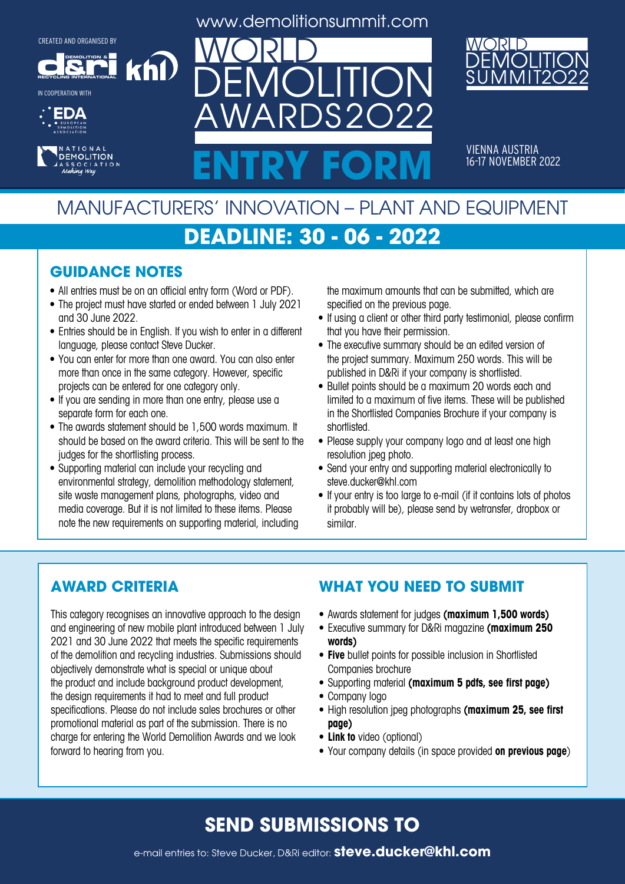CREATED AND ORGANISED BY

IN COOPERATION WITH

www.demolitionsummit.com

# WORLD DEMOLITION AWARDS2022

# ENTRY FORM

WORLD DEMOLITION SUMMIT2022

VIENNA AUSTRIA
16-17 NOVEMBER 2022

## MANUFACTURERS' INNOVATION – PLANT AND EQUIPMENT

## DEADLINE: 30 - 06 - 2022

### GUIDANCE NOTES

- All entries must be on an official entry form (Word or PDF).
- The project must have started or ended between 1 July 2021 and 30 June 2022.
- Entries should be in English. If you wish to enter in a different language, please contact Steve Ducker.
- You can enter for more than one award. You can also enter more than once in the same category. However, specific projects can be entered for one category only.
- If you are sending in more than one entry, please use a separate form for each one.
- The awards statement should be 1,500 words maximum. It should be based on the award criteria. This will be sent to the judges for the shortlisting process.
- Supporting material can include your recycling and environmental strategy, demolition methodology statement, site waste management plans, photographs, video and media coverage. But it is not limited to these items. Please note the new requirements on supporting material, including the maximum amounts that can be submitted, which are specified on the previous page.
- If using a client or other third party testimonial, please confirm that you have their permission.
- The executive summary should be an edited version of the project summary. Maximum 250 words. This will be published in D&Ri if your company is shortlisted.
- Bullet points should be a maximum 20 words each and limited to a maximum of five items. These will be published in the Shortlisted Companies Brochure if your company is shortlisted.
- Please supply your company logo and at least one high resolution jpeg photo.
- Send your entry and supporting material electronically to steve.ducker@khl.com
- If your entry is too large to e-mail (if it contains lots of photos it probably will be), please send by wetransfer, dropbox or similar.

### AWARD CRITERIA

This category recognises an innovative approach to the design and engineering of new mobile plant introduced between 1 July 2021 and 30 June 2022 that meets the specific requirements of the demolition and recycling industries. Submissions should objectively demonstrate what is special or unique about the product and include background product development, the design requirements it had to meet and full product specifications. Please do not include sales brochures or other promotional material as part of the submission. There is no charge for entering the World Demolition Awards and we look forward to hearing from you.

### WHAT YOU NEED TO SUBMIT

- Awards statement for judges **(maximum 1,500 words)**
- Executive summary for D&Ri magazine **(maximum 250 words)**
- **Five** bullet points for possible inclusion in Shortlisted Companies brochure
- Supporting material **(maximum 5 pdfs, see first page)**
- Company logo
- High resolution jpeg photographs **(maximum 25, see first page)**
- **Link to** video (optional)
- Your company details (in space provided **on previous page**)

## SEND SUBMISSIONS TO

e-mail entries to: Steve Ducker, D&Ri editor: **steve.ducker@khl.com**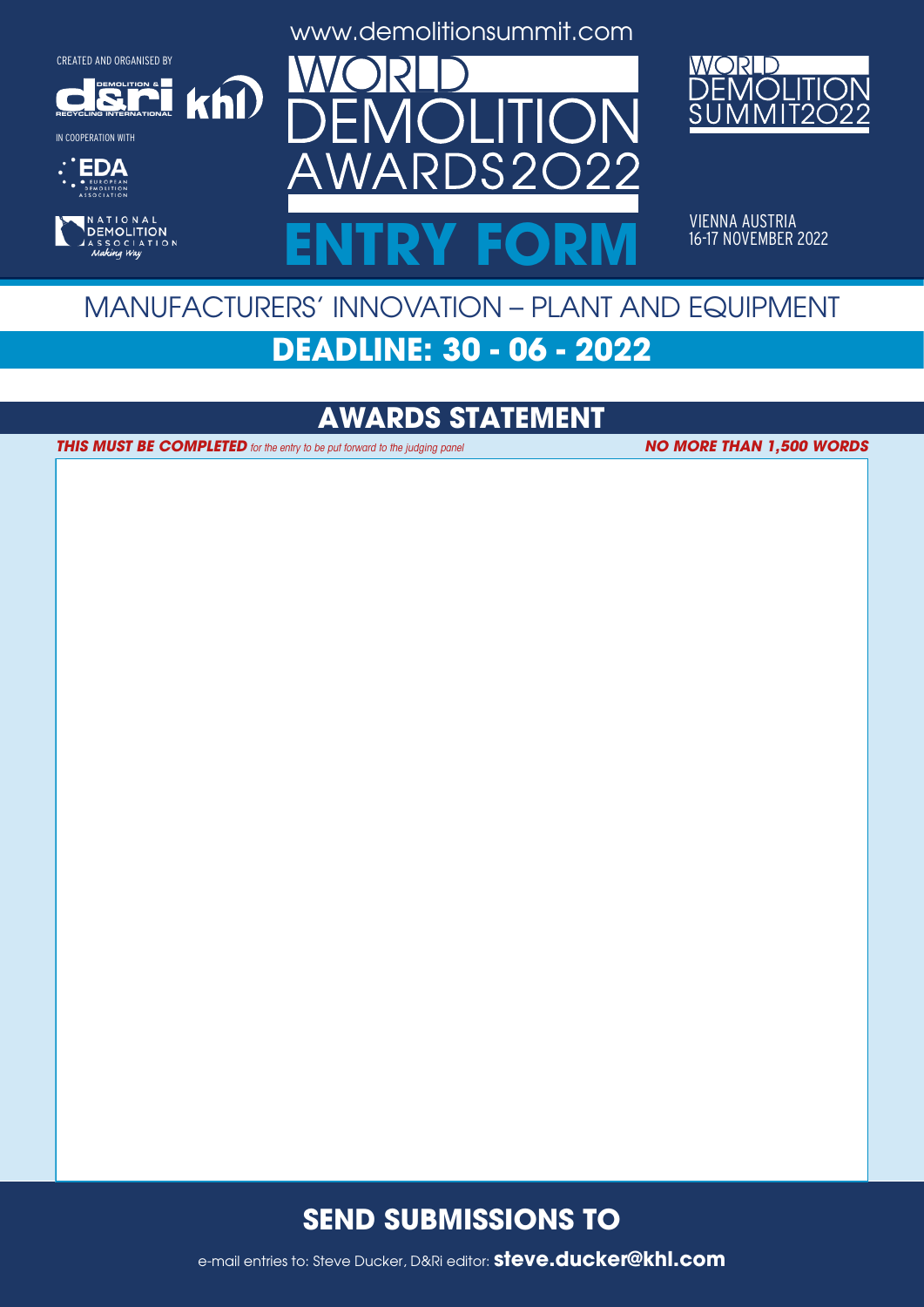CREATED AND ORGANISED BY

IN COOPERATION WITH

www.demolitionsummit.com

# WORLD DEMOLITION AWARDS2022

# ENTRY FORM

WORLD DEMOLITION SUMMIT2022

VIENNA AUSTRIA
16-17 NOVEMBER 2022

## MANUFACTURERS' INNOVATION – PLANT AND EQUIPMENT

## DEADLINE: 30 - 06 - 2022

## AWARDS STATEMENT

***THIS MUST BE COMPLETED*** *for the entry to be put forward to the judging panel* ***NO MORE THAN 1,500 WORDS***

## SEND SUBMISSIONS TO

e-mail entries to: Steve Ducker, D&Ri editor: **steve.ducker@khl.com**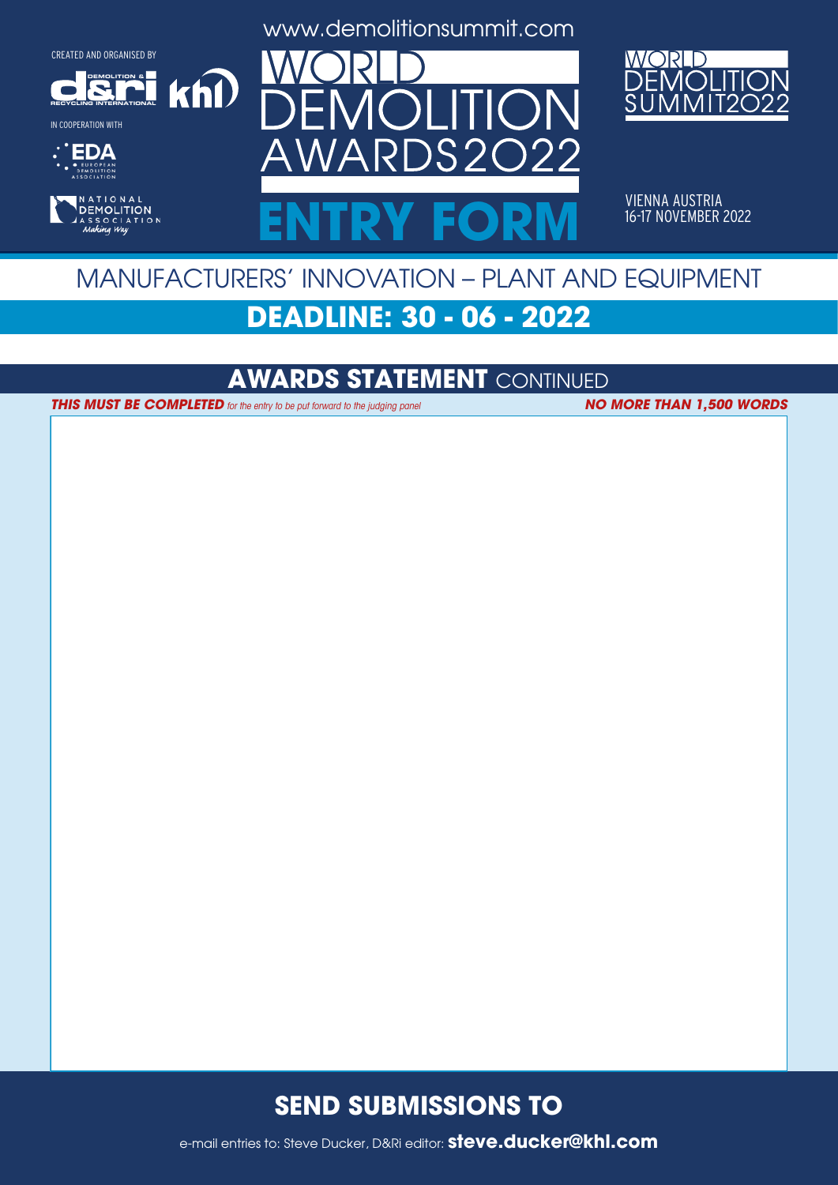CREATED AND ORGANISED BY

IN COOPERATION WITH

www.demolitionsummit.com

# WORLD DEMOLITION AWARDS2022

# ENTRY FORM

WORLD DEMOLITION SUMMIT2022

VIENNA AUSTRIA
16-17 NOVEMBER 2022

## MANUFACTURERS' INNOVATION – PLANT AND EQUIPMENT

## DEADLINE: 30 - 06 - 2022

## AWARDS STATEMENT CONTINUED

***THIS MUST BE COMPLETED*** *for the entry to be put forward to the judging panel* ***NO MORE THAN 1,500 WORDS***

## SEND SUBMISSIONS TO

e-mail entries to: Steve Ducker, D&Ri editor: **steve.ducker@khl.com**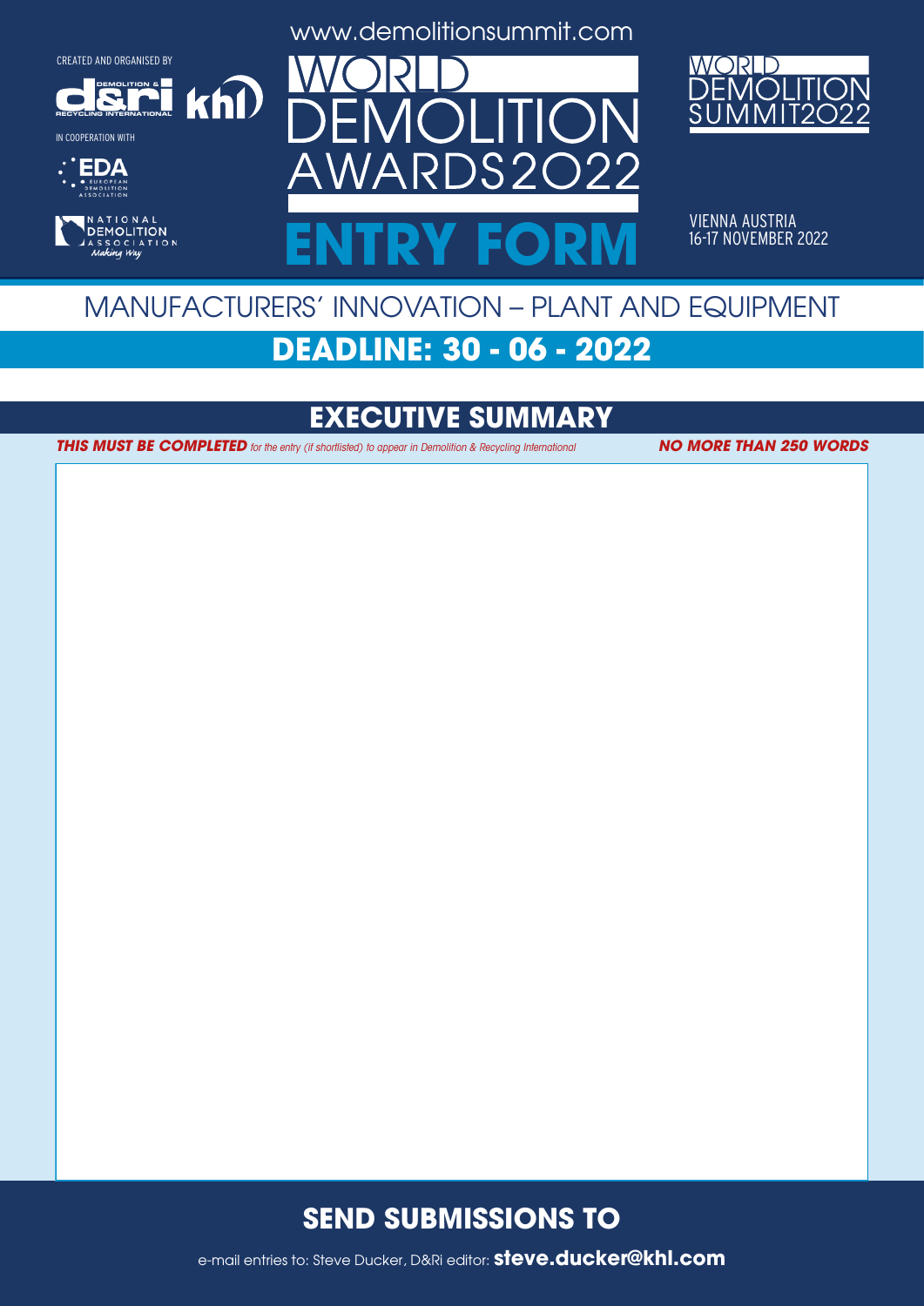CREATED AND ORGANISED BY

IN COOPERATION WITH

www.demolitionsummit.com

# WORLD DEMOLITION AWARDS2022

# ENTRY FORM

WORLD DEMOLITION SUMMIT2022

VIENNA AUSTRIA
16-17 NOVEMBER 2022

## MANUFACTURERS' INNOVATION – PLANT AND EQUIPMENT

## DEADLINE: 30 - 06 - 2022

## EXECUTIVE SUMMARY

***THIS MUST BE COMPLETED*** *for the entry (if shortlisted) to appear in Demolition & Recycling International* ***NO MORE THAN 250 WORDS***

## SEND SUBMISSIONS TO

e-mail entries to: Steve Ducker, D&Ri editor: **steve.ducker@khl.com**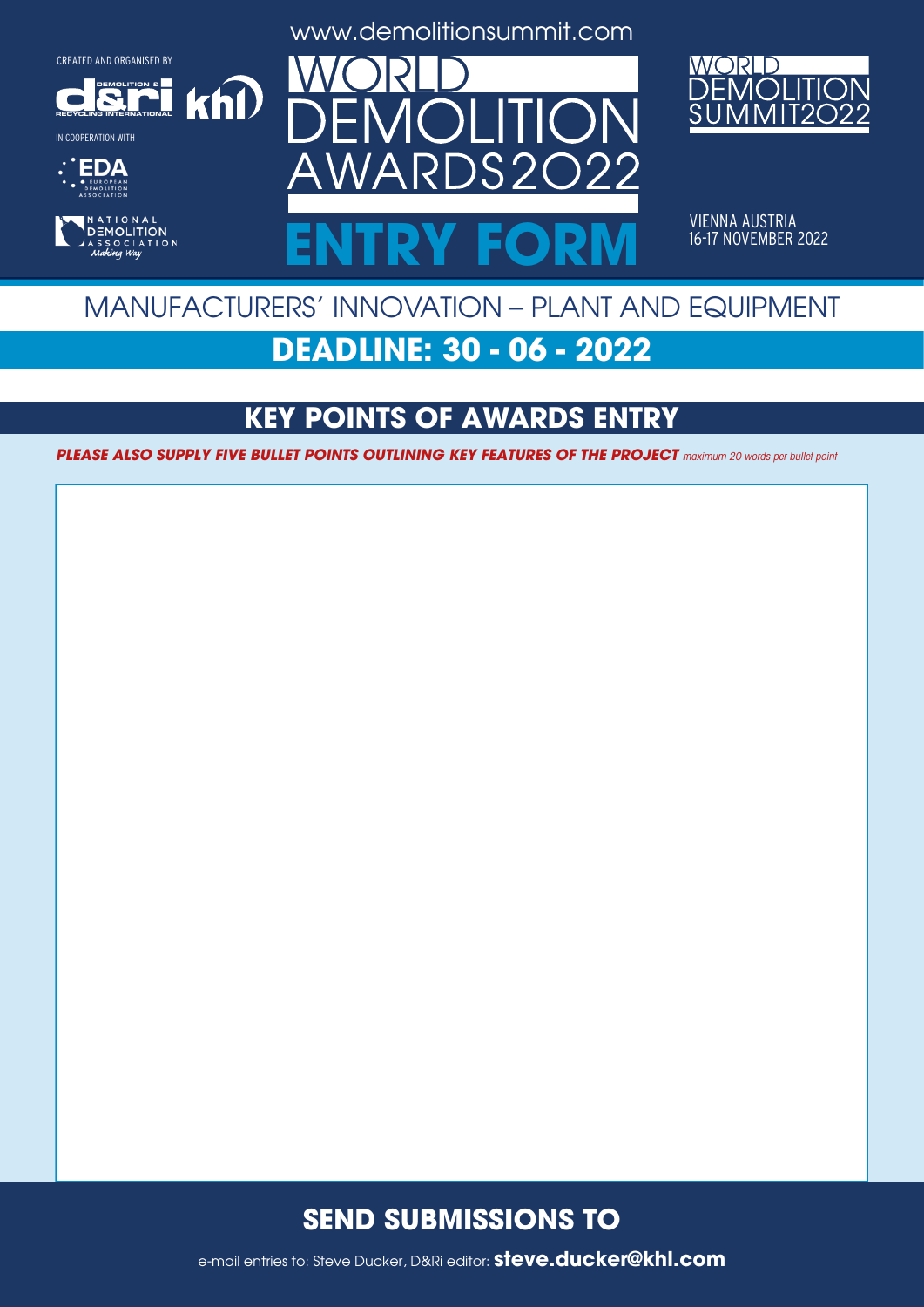CREATED AND ORGANISED BY

IN COOPERATION WITH

www.demolitionsummit.com

# WORLD DEMOLITION AWARDS2022

# ENTRY FORM

WORLD DEMOLITION SUMMIT2022

VIENNA AUSTRIA
16-17 NOVEMBER 2022

## MANUFACTURERS' INNOVATION – PLANT AND EQUIPMENT

## DEADLINE: 30 - 06 - 2022

## KEY POINTS OF AWARDS ENTRY

***PLEASE ALSO SUPPLY FIVE BULLET POINTS OUTLINING KEY FEATURES OF THE PROJECT*** *maximum 20 words per bullet point*

## SEND SUBMISSIONS TO

e-mail entries to: Steve Ducker, D&Ri editor: **steve.ducker@khl.com**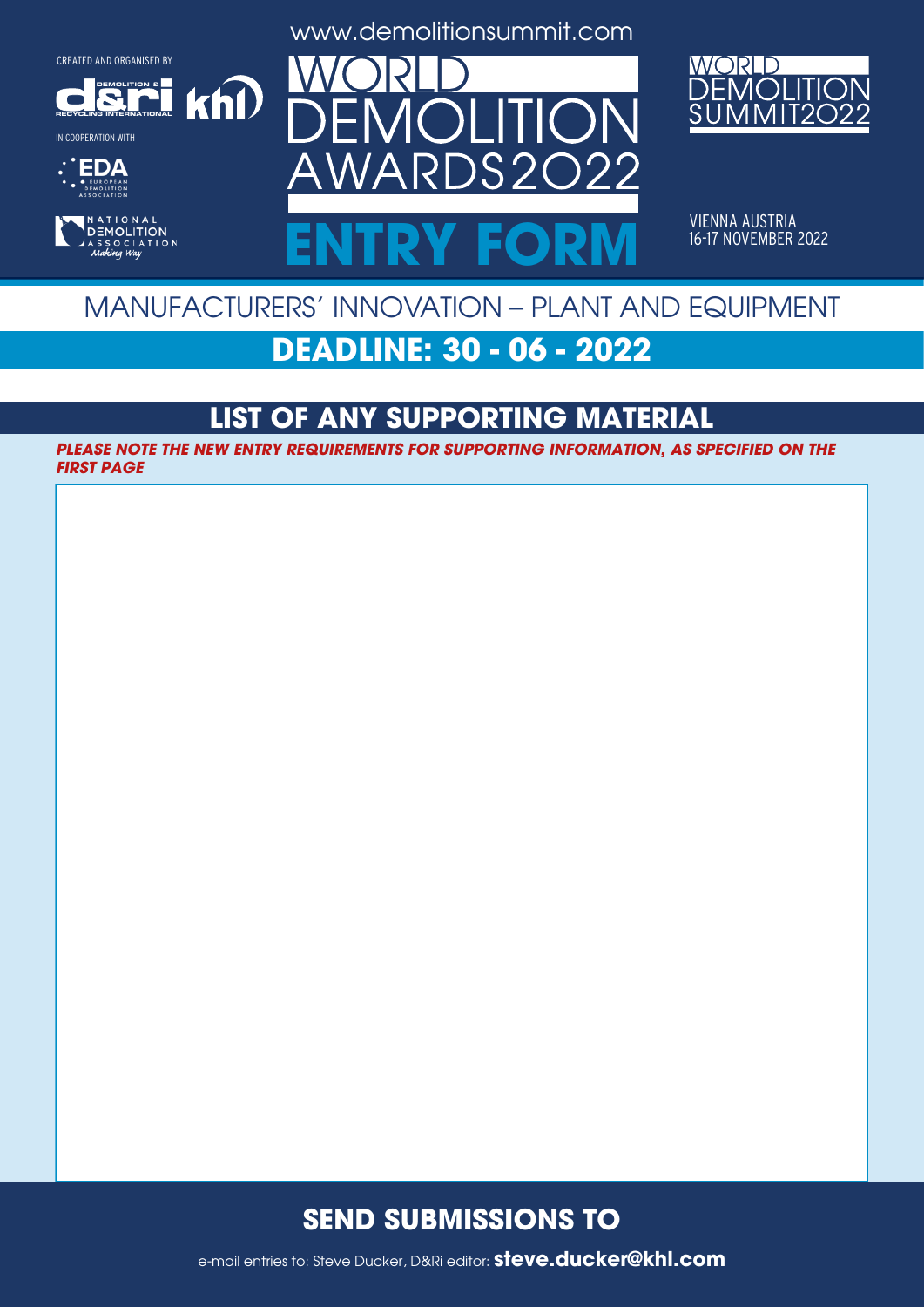www.demolitionsummit.com

CREATED AND ORGANISED BY

IN COOPERATION WITH

# WORLD DEMOLITION AWARDS2022

# ENTRY FORM

WORLD DEMOLITION SUMMIT2022

VIENNA AUSTRIA
16-17 NOVEMBER 2022

## MANUFACTURERS' INNOVATION – PLANT AND EQUIPMENT

## DEADLINE: 30 - 06 - 2022

## LIST OF ANY SUPPORTING MATERIAL

***PLEASE NOTE THE NEW ENTRY REQUIREMENTS FOR SUPPORTING INFORMATION, AS SPECIFIED ON THE FIRST PAGE***

## SEND SUBMISSIONS TO

e-mail entries to: Steve Ducker, D&Ri editor: **steve.ducker@khl.com**